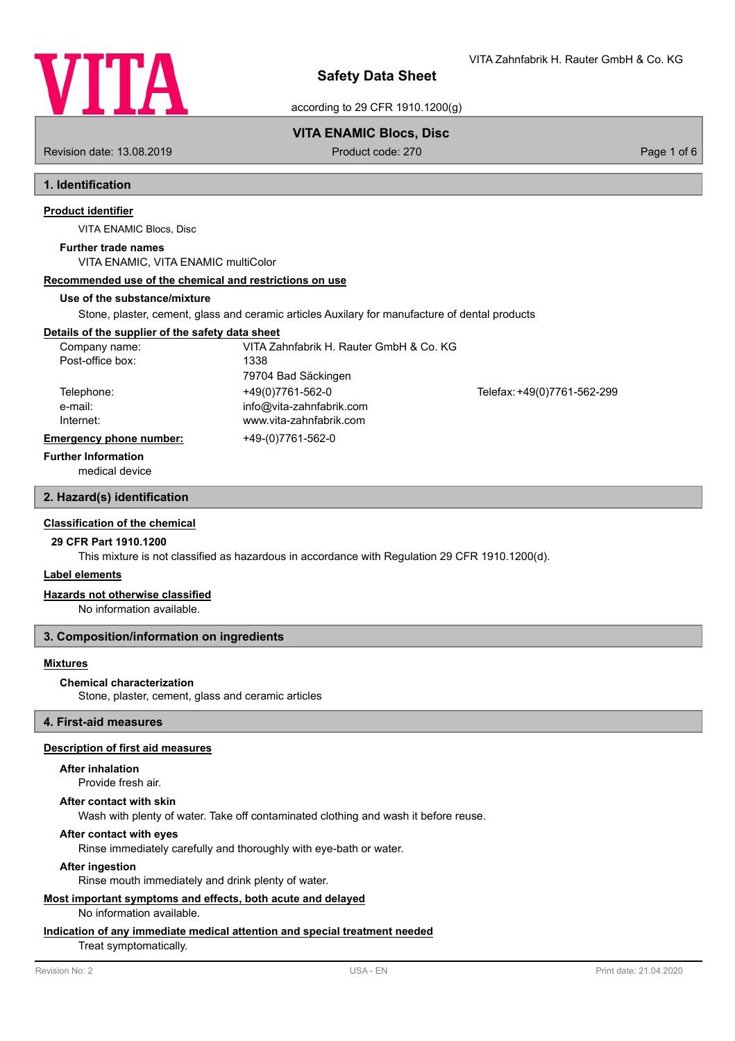# Safety Data Sheet

according to 29 CFR 1910.1200(g)

VITA Zahnfabrik H. Rauter GmbH & Co. KG

**VITA ENAMIC Blocs, Disc**

Revision date: 13.08.2019 — Product code: 270

## 1. Identification

**Product identifier**

VITA ENAMIC Blocs, Disc

**Further trade names**

VITA ENAMIC, VITA ENAMIC multiColor

**Recommended use of the chemical and restrictions on use**

**Use of the substance/mixture**

Stone, plaster, cement, glass and ceramic articles Auxilary for manufacture of dental products

**Details of the supplier of the safety data sheet**

| | | |
|---|---|---|
| Company name: | VITA Zahnfabrik H. Rauter GmbH & Co. KG | |
| Post-office box: | 1338 | |
| | 79704 Bad Säckingen | |
| Telephone: | +49(0)7761-562-0 | Telefax: +49(0)7761-562-299 |
| e-mail: | info@vita-zahnfabrik.com | |
| Internet: | www.vita-zahnfabrik.com | |
| **Emergency phone number:** | +49-(0)7761-562-0 | |

**Further Information**

medical device

## 2. Hazard(s) identification

**Classification of the chemical**

**29 CFR Part 1910.1200**

This mixture is not classified as hazardous in accordance with Regulation 29 CFR 1910.1200(d).

**Label elements**

**Hazards not otherwise classified**

No information available.

## 3. Composition/information on ingredients

**Mixtures**

**Chemical characterization**

Stone, plaster, cement, glass and ceramic articles

## 4. First-aid measures

**Description of first aid measures**

**After inhalation**

Provide fresh air.

**After contact with skin**

Wash with plenty of water. Take off contaminated clothing and wash it before reuse.

**After contact with eyes**

Rinse immediately carefully and thoroughly with eye-bath or water.

**After ingestion**

Rinse mouth immediately and drink plenty of water.

**Most important symptoms and effects, both acute and delayed**

No information available.

**Indication of any immediate medical attention and special treatment needed**

Treat symptomatically.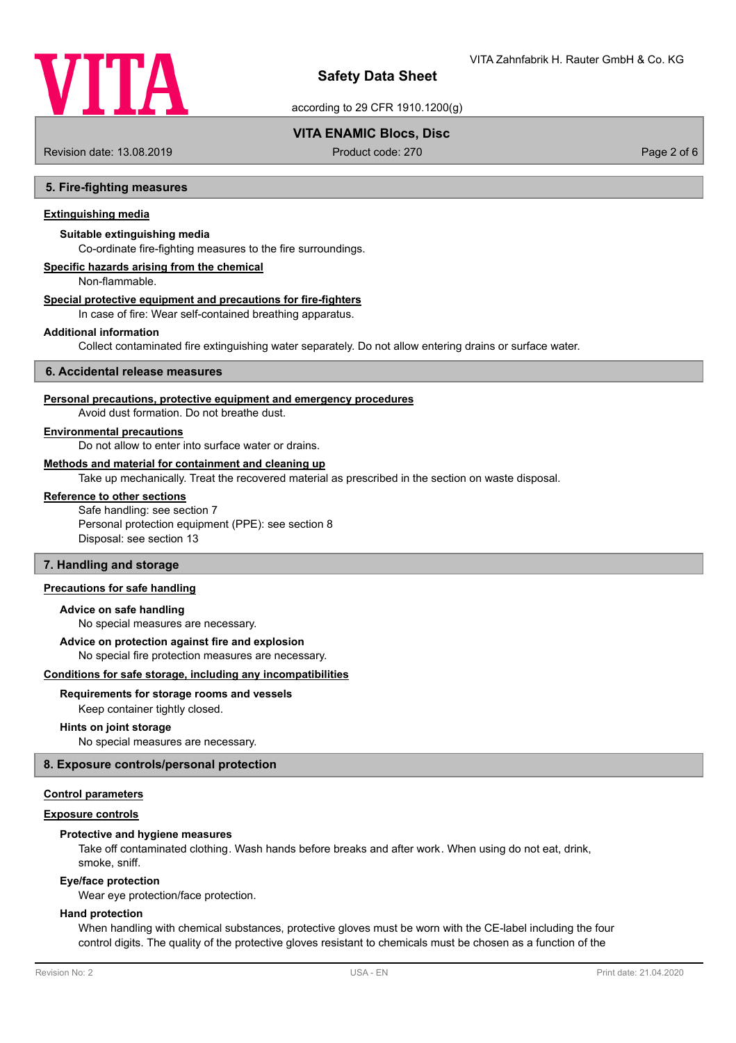## 5. Fire-fighting measures

**Extinguishing media**

**Suitable extinguishing media**

Co-ordinate fire-fighting measures to the fire surroundings.

**Specific hazards arising from the chemical**

Non-flammable.

**Special protective equipment and precautions for fire-fighters**

In case of fire: Wear self-contained breathing apparatus.

**Additional information**

Collect contaminated fire extinguishing water separately. Do not allow entering drains or surface water.

## 6. Accidental release measures

**Personal precautions, protective equipment and emergency procedures**

Avoid dust formation. Do not breathe dust.

**Environmental precautions**

Do not allow to enter into surface water or drains.

**Methods and material for containment and cleaning up**

Take up mechanically. Treat the recovered material as prescribed in the section on waste disposal.

**Reference to other sections**

Safe handling: see section 7
Personal protection equipment (PPE): see section 8
Disposal: see section 13

## 7. Handling and storage

**Precautions for safe handling**

**Advice on safe handling**

No special measures are necessary.

**Advice on protection against fire and explosion**

No special fire protection measures are necessary.

**Conditions for safe storage, including any incompatibilities**

**Requirements for storage rooms and vessels**

Keep container tightly closed.

**Hints on joint storage**

No special measures are necessary.

## 8. Exposure controls/personal protection

**Control parameters**

**Exposure controls**

**Protective and hygiene measures**

Take off contaminated clothing. Wash hands before breaks and after work. When using do not eat, drink, smoke, sniff.

**Eye/face protection**

Wear eye protection/face protection.

**Hand protection**

When handling with chemical substances, protective gloves must be worn with the CE-label including the four control digits. The quality of the protective gloves resistant to chemicals must be chosen as a function of the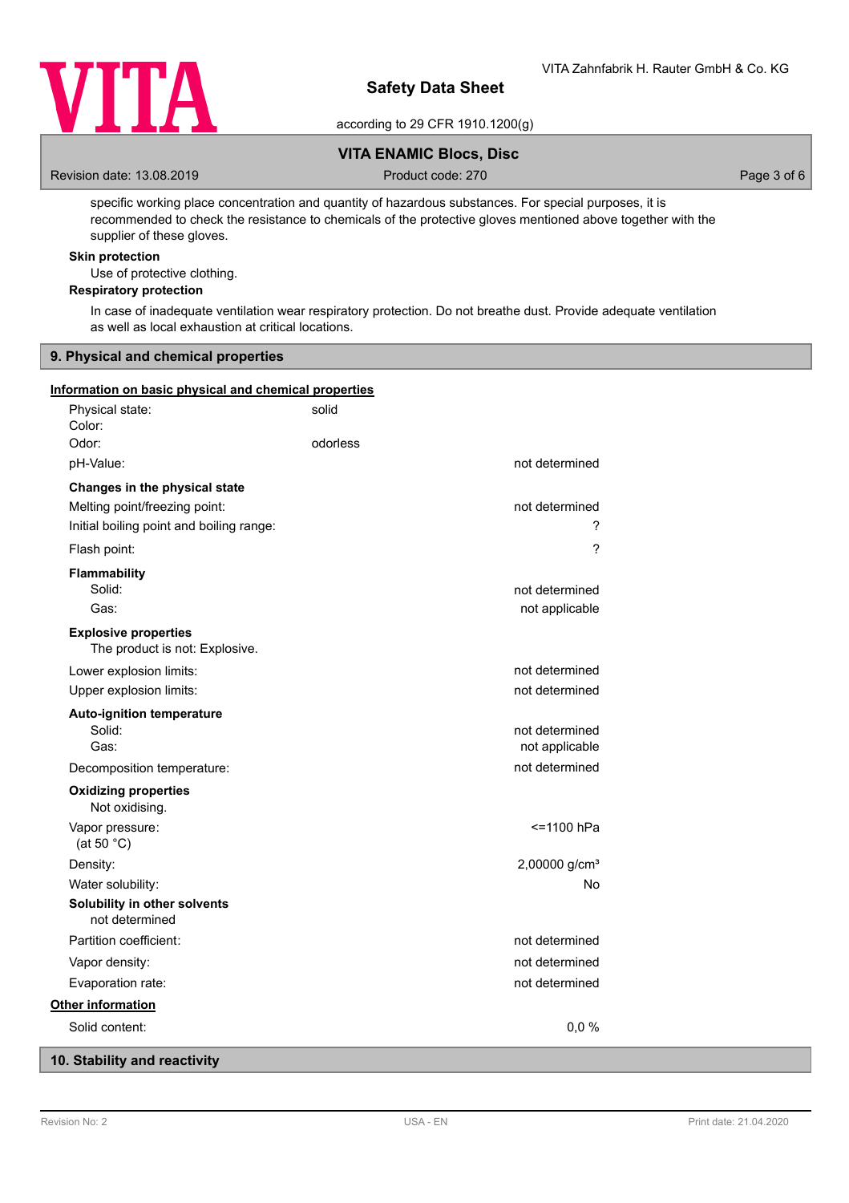specific working place concentration and quantity of hazardous substances. For special purposes, it is recommended to check the resistance to chemicals of the protective gloves mentioned above together with the supplier of these gloves.

**Skin protection**

Use of protective clothing.

**Respiratory protection**

In case of inadequate ventilation wear respiratory protection. Do not breathe dust. Provide adequate ventilation as well as local exhaustion at critical locations.

## 9. Physical and chemical properties

**Information on basic physical and chemical properties**

| | | |
|---|---|---|
| Physical state: | solid | |
| Color: | | |
| Odor: | odorless | |
| pH-Value: | | not determined |
| **Changes in the physical state** | | |
| Melting point/freezing point: | | not determined |
| Initial boiling point and boiling range: | | ? |
| Flash point: | | ? |
| **Flammability** | | |
| Solid: | | not determined |
| Gas: | | not applicable |
| **Explosive properties** | | |
| The product is not: Explosive. | | |
| Lower explosion limits: | | not determined |
| Upper explosion limits: | | not determined |
| **Auto-ignition temperature** | | |
| Solid: | | not determined |
| Gas: | | not applicable |
| Decomposition temperature: | | not determined |
| **Oxidizing properties** | | |
| Not oxidising. | | |
| Vapor pressure: (at 50 °C) | | <=1100 hPa |
| Density: | | 2,00000 g/cm³ |
| Water solubility: | | No |
| **Solubility in other solvents** | | |
| not determined | | |
| Partition coefficient: | | not determined |
| Vapor density: | | not determined |
| Evaporation rate: | | not determined |

**Other information**

| | |
|---|---|
| Solid content: | 0,0 % |

## 10. Stability and reactivity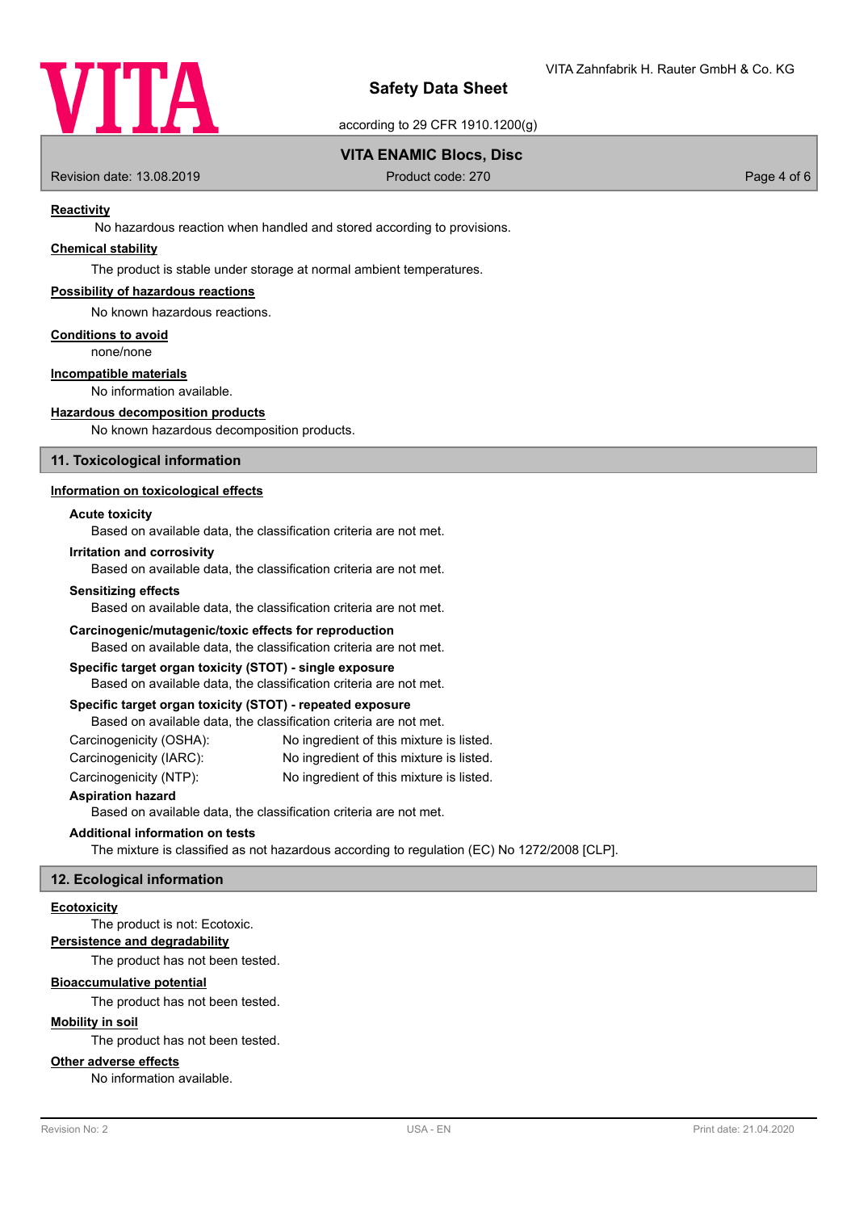### Reactivity

No hazardous reaction when handled and stored according to provisions.

### Chemical stability

The product is stable under storage at normal ambient temperatures.

### Possibility of hazardous reactions

No known hazardous reactions.

### Conditions to avoid

none/none

### Incompatible materials

No information available.

### Hazardous decomposition products

No known hazardous decomposition products.

## 11. Toxicological information

### Information on toxicological effects

**Acute toxicity**

Based on available data, the classification criteria are not met.

**Irritation and corrosivity**

Based on available data, the classification criteria are not met.

**Sensitizing effects**

Based on available data, the classification criteria are not met.

**Carcinogenic/mutagenic/toxic effects for reproduction**

Based on available data, the classification criteria are not met.

**Specific target organ toxicity (STOT) - single exposure**

Based on available data, the classification criteria are not met.

**Specific target organ toxicity (STOT) - repeated exposure**

Based on available data, the classification criteria are not met.

| | |
|---|---|
| Carcinogenicity (OSHA): | No ingredient of this mixture is listed. |
| Carcinogenicity (IARC): | No ingredient of this mixture is listed. |
| Carcinogenicity (NTP): | No ingredient of this mixture is listed. |

**Aspiration hazard**

Based on available data, the classification criteria are not met.

**Additional information on tests**

The mixture is classified as not hazardous according to regulation (EC) No 1272/2008 [CLP].

## 12. Ecological information

### Ecotoxicity

The product is not: Ecotoxic.

### Persistence and degradability

The product has not been tested.

### Bioaccumulative potential

The product has not been tested.

### Mobility in soil

The product has not been tested.

### Other adverse effects

No information available.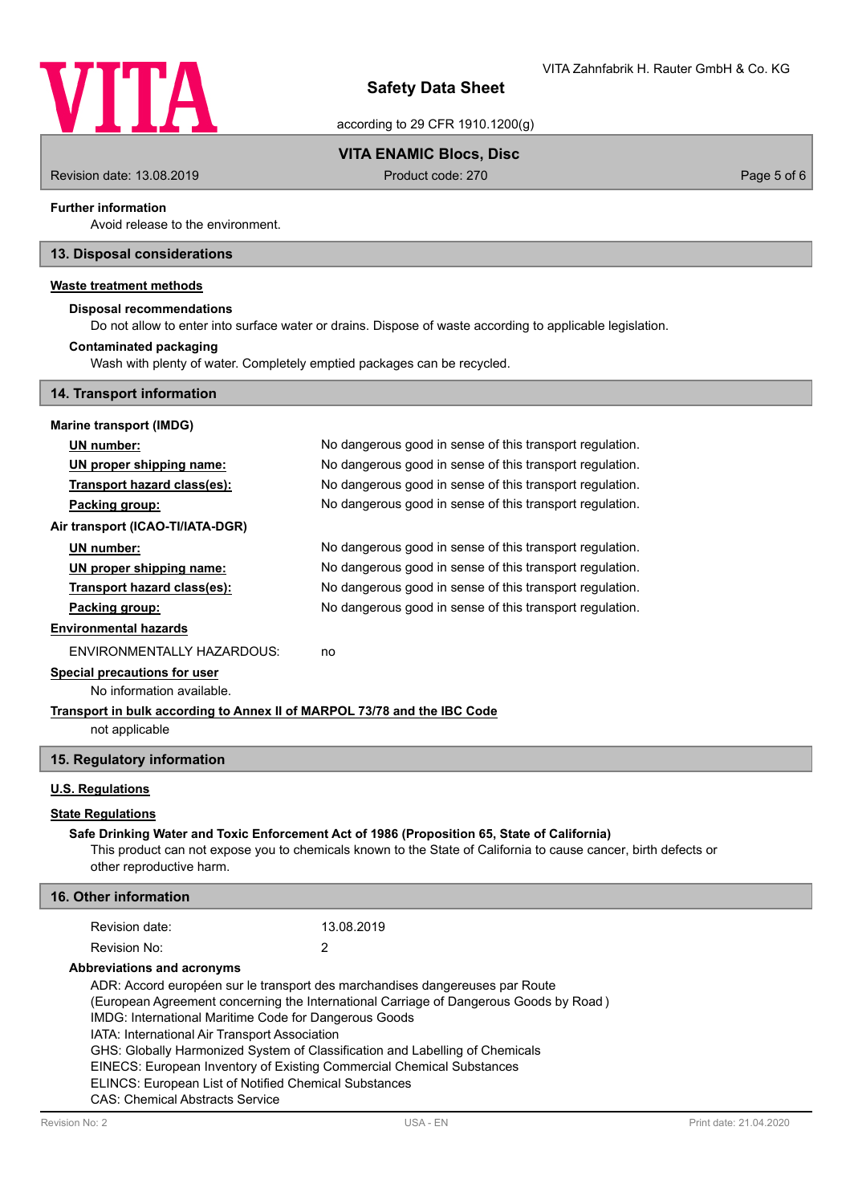**Further information**

Avoid release to the environment.

## 13. Disposal considerations

**Waste treatment methods**

**Disposal recommendations**

Do not allow to enter into surface water or drains. Dispose of waste according to applicable legislation.

**Contaminated packaging**

Wash with plenty of water. Completely emptied packages can be recycled.

## 14. Transport information

**Marine transport (IMDG)**

| | |
|---|---|
| **UN number:** | No dangerous good in sense of this transport regulation. |
| **UN proper shipping name:** | No dangerous good in sense of this transport regulation. |
| **Transport hazard class(es):** | No dangerous good in sense of this transport regulation. |
| **Packing group:** | No dangerous good in sense of this transport regulation. |

**Air transport (ICAO-TI/IATA-DGR)**

| | |
|---|---|
| **UN number:** | No dangerous good in sense of this transport regulation. |
| **UN proper shipping name:** | No dangerous good in sense of this transport regulation. |
| **Transport hazard class(es):** | No dangerous good in sense of this transport regulation. |
| **Packing group:** | No dangerous good in sense of this transport regulation. |

**Environmental hazards**

ENVIRONMENTALLY HAZARDOUS: no

**Special precautions for user**

No information available.

**Transport in bulk according to Annex II of MARPOL 73/78 and the IBC Code**

not applicable

## 15. Regulatory information

**U.S. Regulations**

**State Regulations**

**Safe Drinking Water and Toxic Enforcement Act of 1986 (Proposition 65, State of California)**

This product can not expose you to chemicals known to the State of California to cause cancer, birth defects or other reproductive harm.

## 16. Other information

| | |
|---|---|
| Revision date: | 13.08.2019 |
| Revision No: | 2 |

**Abbreviations and acronyms**

ADR: Accord européen sur le transport des marchandises dangereuses par Route (European Agreement concerning the International Carriage of Dangerous Goods by Road )
IMDG: International Maritime Code for Dangerous Goods
IATA: International Air Transport Association
GHS: Globally Harmonized System of Classification and Labelling of Chemicals
EINECS: European Inventory of Existing Commercial Chemical Substances
ELINCS: European List of Notified Chemical Substances
CAS: Chemical Abstracts Service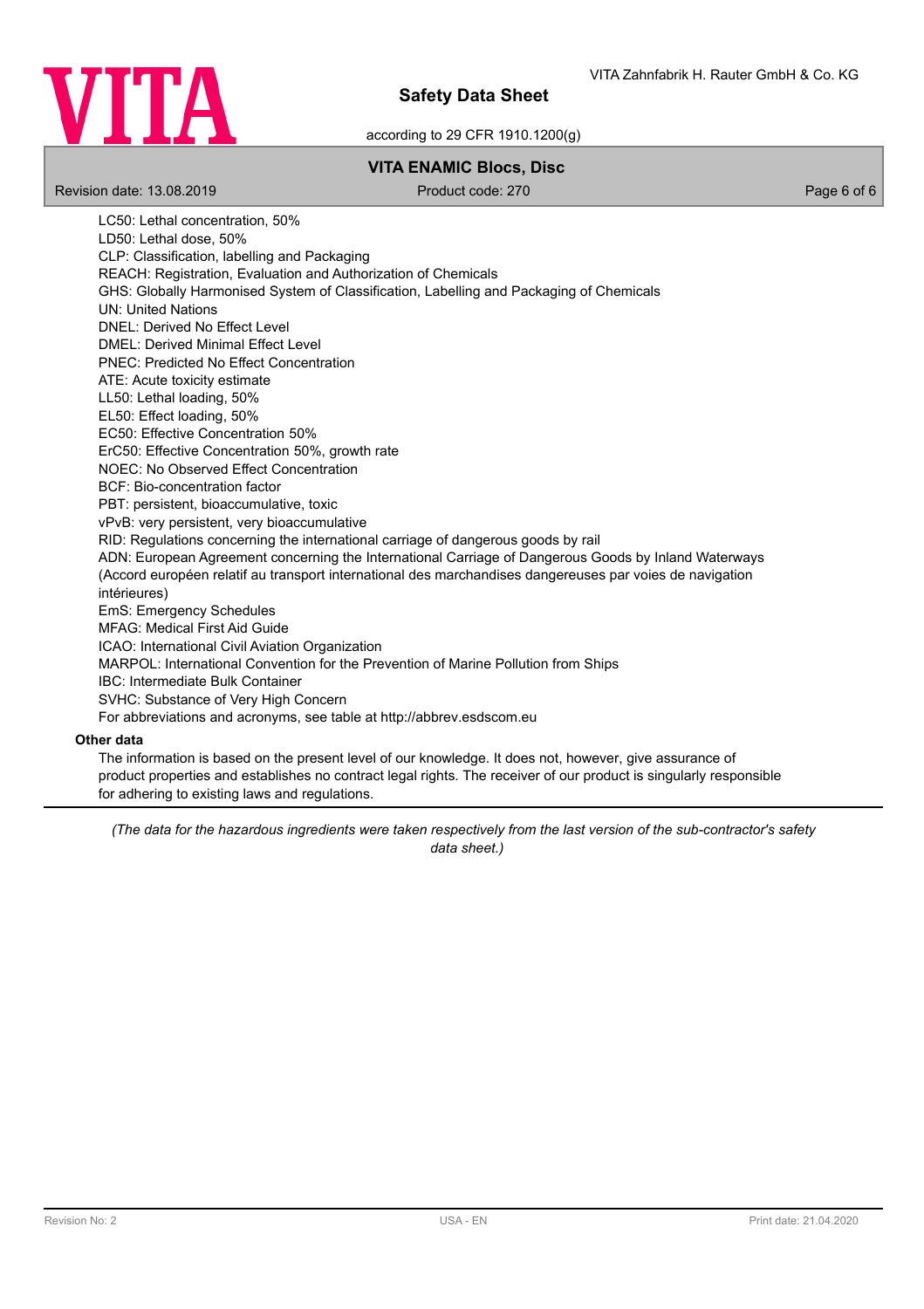LC50: Lethal concentration, 50%
LD50: Lethal dose, 50%
CLP: Classification, labelling and Packaging
REACH: Registration, Evaluation and Authorization of Chemicals
GHS: Globally Harmonised System of Classification, Labelling and Packaging of Chemicals
UN: United Nations
DNEL: Derived No Effect Level
DMEL: Derived Minimal Effect Level
PNEC: Predicted No Effect Concentration
ATE: Acute toxicity estimate
LL50: Lethal loading, 50%
EL50: Effect loading, 50%
EC50: Effective Concentration 50%
ErC50: Effective Concentration 50%, growth rate
NOEC: No Observed Effect Concentration
BCF: Bio-concentration factor
PBT: persistent, bioaccumulative, toxic
vPvB: very persistent, very bioaccumulative
RID: Regulations concerning the international carriage of dangerous goods by rail
ADN: European Agreement concerning the International Carriage of Dangerous Goods by Inland Waterways (Accord européen relatif au transport international des marchandises dangereuses par voies de navigation intérieures)
EmS: Emergency Schedules
MFAG: Medical First Aid Guide
ICAO: International Civil Aviation Organization
MARPOL: International Convention for the Prevention of Marine Pollution from Ships
IBC: Intermediate Bulk Container
SVHC: Substance of Very High Concern
For abbreviations and acronyms, see table at http://abbrev.esdscom.eu

**Other data**

The information is based on the present level of our knowledge. It does not, however, give assurance of product properties and establishes no contract legal rights. The receiver of our product is singularly responsible for adhering to existing laws and regulations.

---

*(The data for the hazardous ingredients were taken respectively from the last version of the sub-contractor's safety data sheet.)*